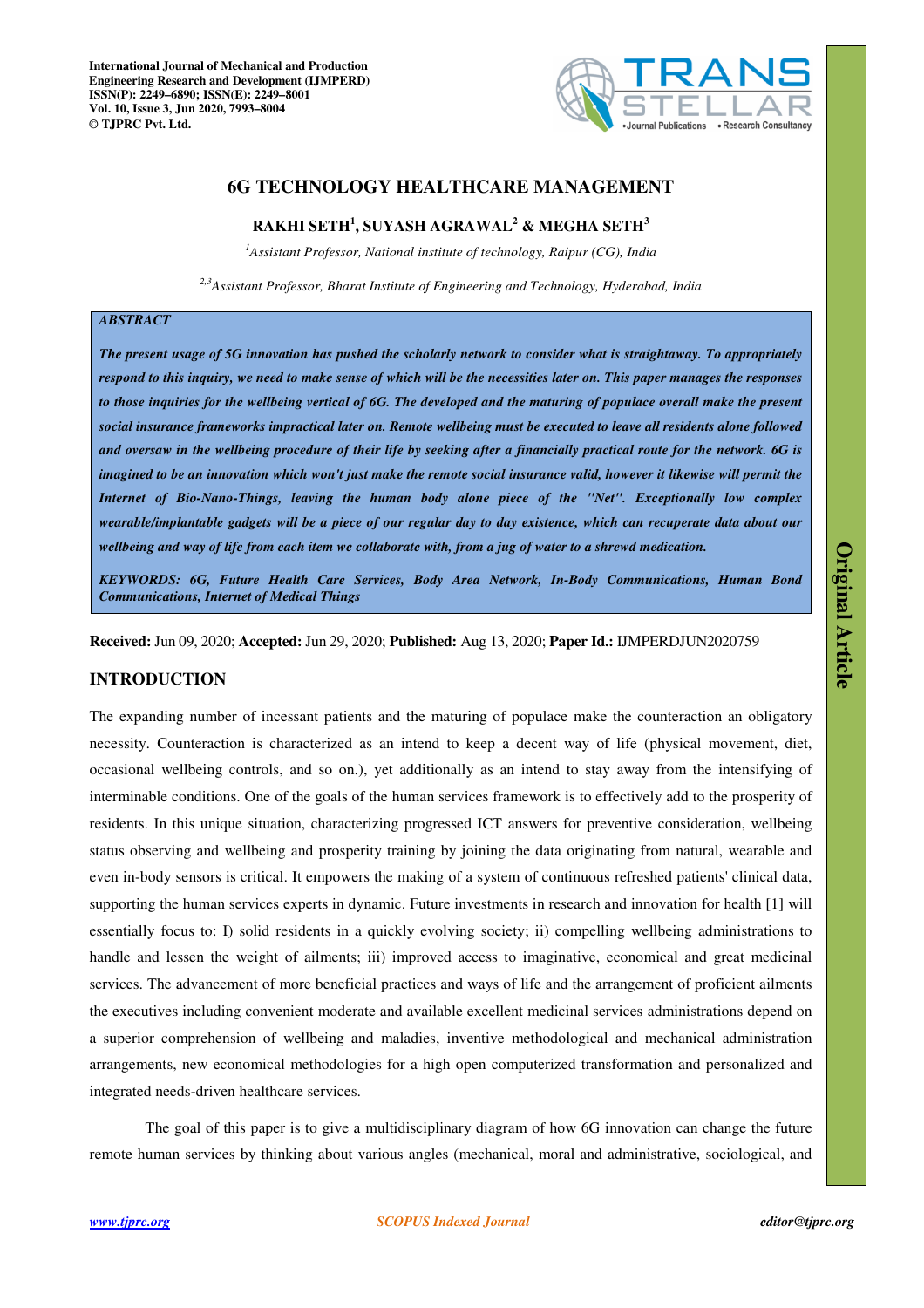International Journal of Mechanical and Production Engineering Research and Development (IJMPERD)
ISSN(P): 2249–6890; ISSN(E): 2249–8001
Vol. 10, Issue 3, Jun 2020, 7993–8004
© TJPRC Pvt. Ltd.

# 6G TECHNOLOGY HEALTHCARE MANAGEMENT

**RAKHI SETH[1], SUYASH AGRAWAL[2] & MEGHA SETH[3]**

[1]*Assistant Professor, National institute of technology, Raipur (CG), India*

[2,3]*Assistant Professor, Bharat Institute of Engineering and Technology, Hyderabad, India*

***ABSTRACT***

***The present usage of 5G innovation has pushed the scholarly network to consider what is straightaway. To appropriately respond to this inquiry, we need to make sense of which will be the necessities later on. This paper manages the responses to those inquiries for the wellbeing vertical of 6G. The developed and the maturing of populace overall make the present social insurance frameworks impractical later on. Remote wellbeing must be executed to leave all residents alone followed and oversaw in the wellbeing procedure of their life by seeking after a financially practical route for the network. 6G is imagined to be an innovation which won't just make the remote social insurance valid, however it likewise will permit the Internet of Bio-Nano-Things, leaving the human body alone piece of the "Net". Exceptionally low complex wearable/implantable gadgets will be a piece of our regular day to day existence, which can recuperate data about our wellbeing and way of life from each item we collaborate with, from a jug of water to a shrewd medication.***

***KEYWORDS: 6G, Future Health Care Services, Body Area Network, In-Body Communications, Human Bond Communications, Internet of Medical Things***

**Received:** Jun 09, 2020; **Accepted:** Jun 29, 2020; **Published:** Aug 13, 2020; **Paper Id.:** IJMPERDJUN2020759

## INTRODUCTION

The expanding number of incessant patients and the maturing of populace make the counteraction an obligatory necessity. Counteraction is characterized as an intend to keep a decent way of life (physical movement, diet, occasional wellbeing controls, and so on.), yet additionally as an intend to stay away from the intensifying of interminable conditions. One of the goals of the human services framework is to effectively add to the prosperity of residents. In this unique situation, characterizing progressed ICT answers for preventive consideration, wellbeing status observing and wellbeing and prosperity training by joining the data originating from natural, wearable and even in-body sensors is critical. It empowers the making of a system of continuous refreshed patients' clinical data, supporting the human services experts in dynamic. Future investments in research and innovation for health [1] will essentially focus to: I) solid residents in a quickly evolving society; ii) compelling wellbeing administrations to handle and lessen the weight of ailments; iii) improved access to imaginative, economical and great medicinal services. The advancement of more beneficial practices and ways of life and the arrangement of proficient ailments the executives including convenient moderate and available excellent medicinal services administrations depend on a superior comprehension of wellbeing and maladies, inventive methodological and mechanical administration arrangements, new economical methodologies for a high open computerized transformation and personalized and integrated needs-driven healthcare services.

The goal of this paper is to give a multidisciplinary diagram of how 6G innovation can change the future remote human services by thinking about various angles (mechanical, moral and administrative, sociological, and

Original Article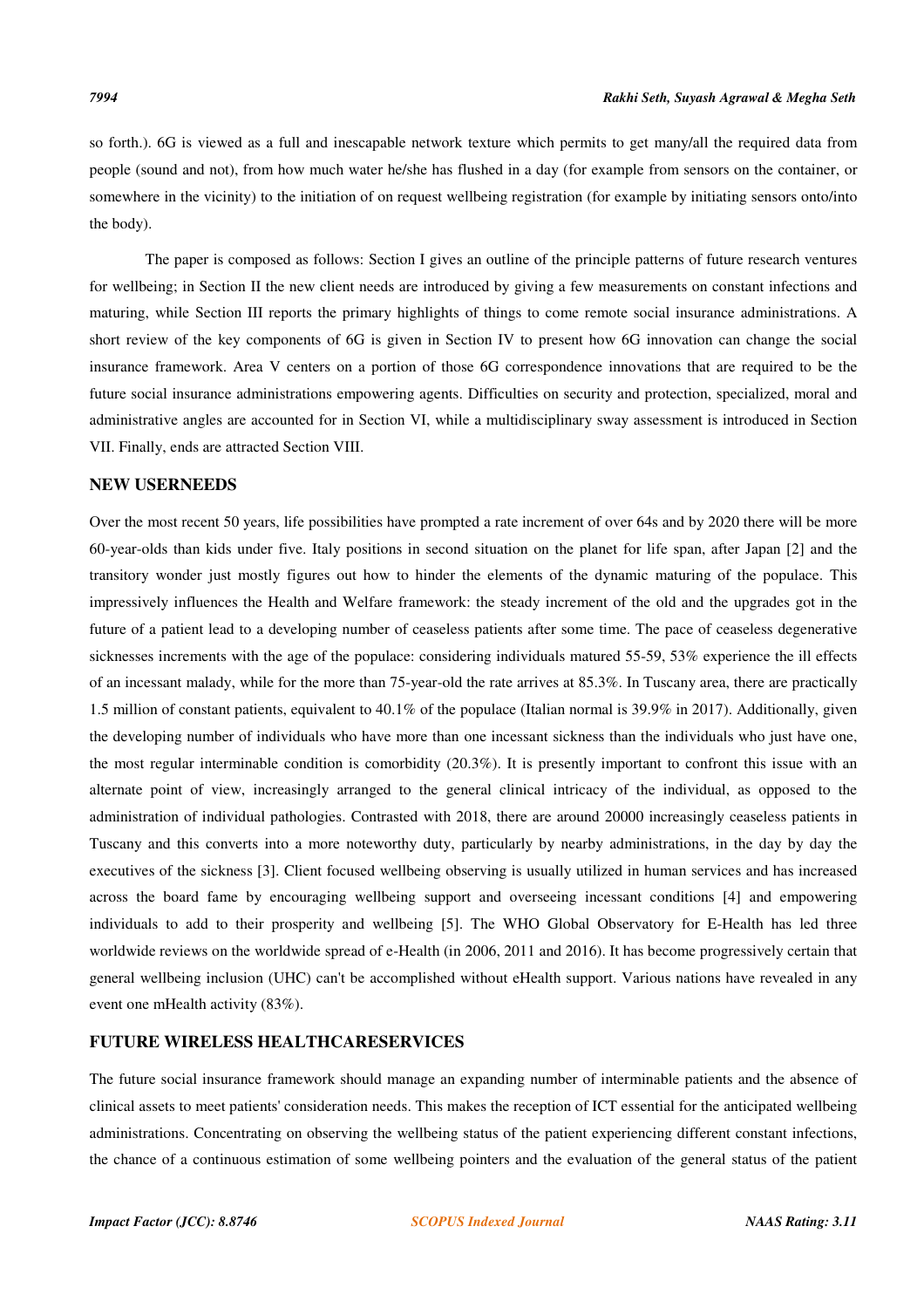so forth.). 6G is viewed as a full and inescapable network texture which permits to get many/all the required data from people (sound and not), from how much water he/she has flushed in a day (for example from sensors on the container, or somewhere in the vicinity) to the initiation of on request wellbeing registration (for example by initiating sensors onto/into the body).

The paper is composed as follows: Section I gives an outline of the principle patterns of future research ventures for wellbeing; in Section II the new client needs are introduced by giving a few measurements on constant infections and maturing, while Section III reports the primary highlights of things to come remote social insurance administrations. A short review of the key components of 6G is given in Section IV to present how 6G innovation can change the social insurance framework. Area V centers on a portion of those 6G correspondence innovations that are required to be the future social insurance administrations empowering agents. Difficulties on security and protection, specialized, moral and administrative angles are accounted for in Section VI, while a multidisciplinary sway assessment is introduced in Section VII. Finally, ends are attracted Section VIII.

## NEW USERNEEDS

Over the most recent 50 years, life possibilities have prompted a rate increment of over 64s and by 2020 there will be more 60-year-olds than kids under five. Italy positions in second situation on the planet for life span, after Japan [2] and the transitory wonder just mostly figures out how to hinder the elements of the dynamic maturing of the populace. This impressively influences the Health and Welfare framework: the steady increment of the old and the upgrades got in the future of a patient lead to a developing number of ceaseless patients after some time. The pace of ceaseless degenerative sicknesses increments with the age of the populace: considering individuals matured 55-59, 53% experience the ill effects of an incessant malady, while for the more than 75-year-old the rate arrives at 85.3%. In Tuscany area, there are practically 1.5 million of constant patients, equivalent to 40.1% of the populace (Italian normal is 39.9% in 2017). Additionally, given the developing number of individuals who have more than one incessant sickness than the individuals who just have one, the most regular interminable condition is comorbidity (20.3%). It is presently important to confront this issue with an alternate point of view, increasingly arranged to the general clinical intricacy of the individual, as opposed to the administration of individual pathologies. Contrasted with 2018, there are around 20000 increasingly ceaseless patients in Tuscany and this converts into a more noteworthy duty, particularly by nearby administrations, in the day by day the executives of the sickness [3]. Client focused wellbeing observing is usually utilized in human services and has increased across the board fame by encouraging wellbeing support and overseeing incessant conditions [4] and empowering individuals to add to their prosperity and wellbeing [5]. The WHO Global Observatory for E-Health has led three worldwide reviews on the worldwide spread of e-Health (in 2006, 2011 and 2016). It has become progressively certain that general wellbeing inclusion (UHC) can't be accomplished without eHealth support. Various nations have revealed in any event one mHealth activity (83%).

## FUTURE WIRELESS HEALTHCARESERVICES

The future social insurance framework should manage an expanding number of interminable patients and the absence of clinical assets to meet patients' consideration needs. This makes the reception of ICT essential for the anticipated wellbeing administrations. Concentrating on observing the wellbeing status of the patient experiencing different constant infections, the chance of a continuous estimation of some wellbeing pointers and the evaluation of the general status of the patient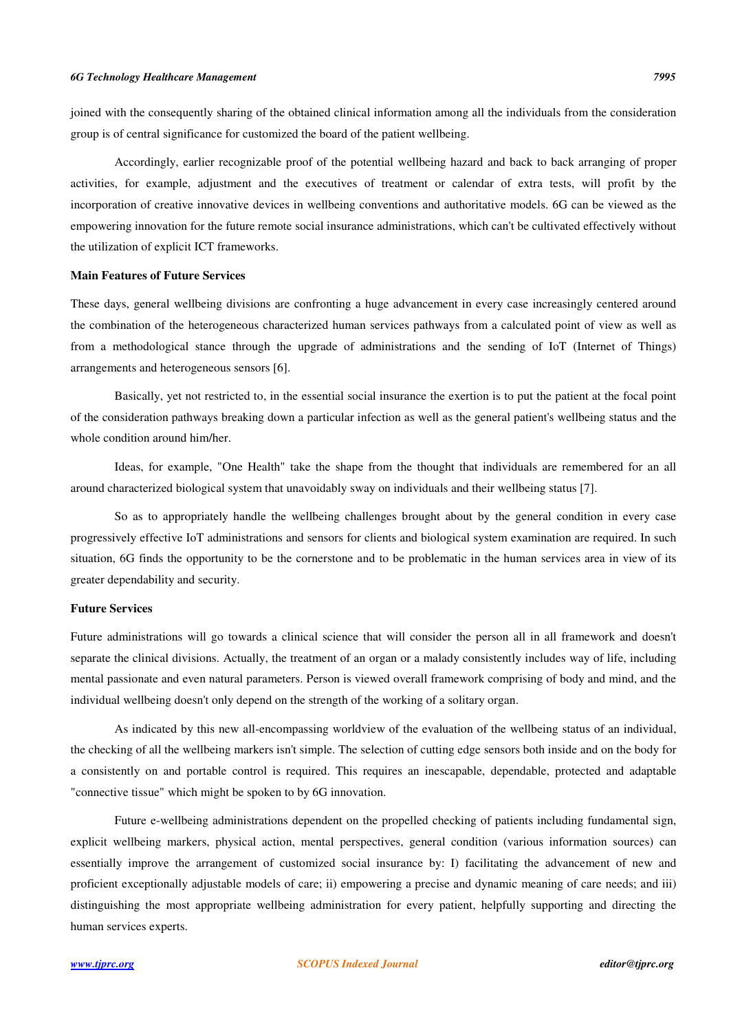joined with the consequently sharing of the obtained clinical information among all the individuals from the consideration group is of central significance for customized the board of the patient wellbeing.

Accordingly, earlier recognizable proof of the potential wellbeing hazard and back to back arranging of proper activities, for example, adjustment and the executives of treatment or calendar of extra tests, will profit by the incorporation of creative innovative devices in wellbeing conventions and authoritative models. 6G can be viewed as the empowering innovation for the future remote social insurance administrations, which can't be cultivated effectively without the utilization of explicit ICT frameworks.

### Main Features of Future Services

These days, general wellbeing divisions are confronting a huge advancement in every case increasingly centered around the combination of the heterogeneous characterized human services pathways from a calculated point of view as well as from a methodological stance through the upgrade of administrations and the sending of IoT (Internet of Things) arrangements and heterogeneous sensors [6].

Basically, yet not restricted to, in the essential social insurance the exertion is to put the patient at the focal point of the consideration pathways breaking down a particular infection as well as the general patient's wellbeing status and the whole condition around him/her.

Ideas, for example, "One Health" take the shape from the thought that individuals are remembered for an all around characterized biological system that unavoidably sway on individuals and their wellbeing status [7].

So as to appropriately handle the wellbeing challenges brought about by the general condition in every case progressively effective IoT administrations and sensors for clients and biological system examination are required. In such situation, 6G finds the opportunity to be the cornerstone and to be problematic in the human services area in view of its greater dependability and security.

### Future Services

Future administrations will go towards a clinical science that will consider the person all in all framework and doesn't separate the clinical divisions. Actually, the treatment of an organ or a malady consistently includes way of life, including mental passionate and even natural parameters. Person is viewed overall framework comprising of body and mind, and the individual wellbeing doesn't only depend on the strength of the working of a solitary organ.

As indicated by this new all-encompassing worldview of the evaluation of the wellbeing status of an individual, the checking of all the wellbeing markers isn't simple. The selection of cutting edge sensors both inside and on the body for a consistently on and portable control is required. This requires an inescapable, dependable, protected and adaptable "connective tissue" which might be spoken to by 6G innovation.

Future e-wellbeing administrations dependent on the propelled checking of patients including fundamental sign, explicit wellbeing markers, physical action, mental perspectives, general condition (various information sources) can essentially improve the arrangement of customized social insurance by: I) facilitating the advancement of new and proficient exceptionally adjustable models of care; ii) empowering a precise and dynamic meaning of care needs; and iii) distinguishing the most appropriate wellbeing administration for every patient, helpfully supporting and directing the human services experts.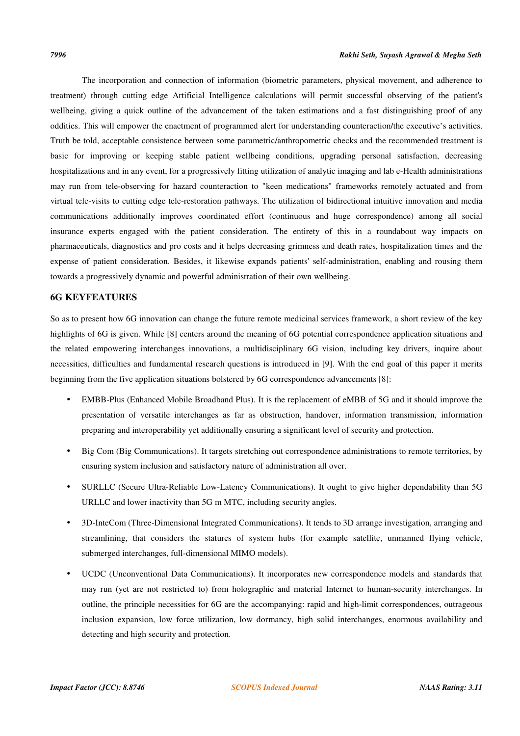The incorporation and connection of information (biometric parameters, physical movement, and adherence to treatment) through cutting edge Artificial Intelligence calculations will permit successful observing of the patient's wellbeing, giving a quick outline of the advancement of the taken estimations and a fast distinguishing proof of any oddities. This will empower the enactment of programmed alert for understanding counteraction/the executive's activities. Truth be told, acceptable consistence between some parametric/anthropometric checks and the recommended treatment is basic for improving or keeping stable patient wellbeing conditions, upgrading personal satisfaction, decreasing hospitalizations and in any event, for a progressively fitting utilization of analytic imaging and lab e-Health administrations may run from tele-observing for hazard counteraction to "keen medications" frameworks remotely actuated and from virtual tele-visits to cutting edge tele-restoration pathways. The utilization of bidirectional intuitive innovation and media communications additionally improves coordinated effort (continuous and huge correspondence) among all social insurance experts engaged with the patient consideration. The entirety of this in a roundabout way impacts on pharmaceuticals, diagnostics and pro costs and it helps decreasing grimness and death rates, hospitalization times and the expense of patient consideration. Besides, it likewise expands patients' self-administration, enabling and rousing them towards a progressively dynamic and powerful administration of their own wellbeing.

## 6G KEYFEATURES

So as to present how 6G innovation can change the future remote medicinal services framework, a short review of the key highlights of 6G is given. While [8] centers around the meaning of 6G potential correspondence application situations and the related empowering interchanges innovations, a multidisciplinary 6G vision, including key drivers, inquire about necessities, difficulties and fundamental research questions is introduced in [9]. With the end goal of this paper it merits beginning from the five application situations bolstered by 6G correspondence advancements [8]:

- EMBB-Plus (Enhanced Mobile Broadband Plus). It is the replacement of eMBB of 5G and it should improve the presentation of versatile interchanges as far as obstruction, handover, information transmission, information preparing and interoperability yet additionally ensuring a significant level of security and protection.
- Big Com (Big Communications). It targets stretching out correspondence administrations to remote territories, by ensuring system inclusion and satisfactory nature of administration all over.
- SURLLC (Secure Ultra-Reliable Low-Latency Communications). It ought to give higher dependability than 5G URLLC and lower inactivity than 5G m MTC, including security angles.
- 3D-InteCom (Three-Dimensional Integrated Communications). It tends to 3D arrange investigation, arranging and streamlining, that considers the statures of system hubs (for example satellite, unmanned flying vehicle, submerged interchanges, full-dimensional MIMO models).
- UCDC (Unconventional Data Communications). It incorporates new correspondence models and standards that may run (yet are not restricted to) from holographic and material Internet to human-security interchanges. In outline, the principle necessities for 6G are the accompanying: rapid and high-limit correspondences, outrageous inclusion expansion, low force utilization, low dormancy, high solid interchanges, enormous availability and detecting and high security and protection.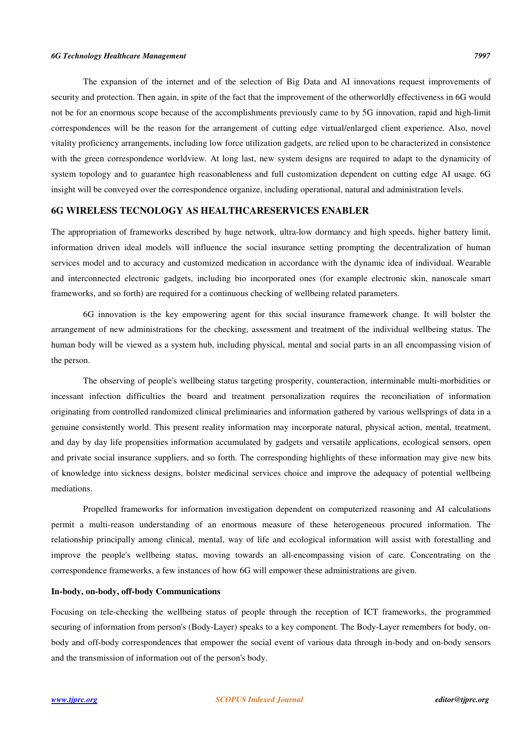The expansion of the internet and of the selection of Big Data and AI innovations request improvements of security and protection. Then again, in spite of the fact that the improvement of the otherworldly effectiveness in 6G would not be for an enormous scope because of the accomplishments previously came to by 5G innovation, rapid and high-limit correspondences will be the reason for the arrangement of cutting edge virtual/enlarged client experience. Also, novel vitality proficiency arrangements, including low force utilization gadgets, are relied upon to be characterized in consistence with the green correspondence worldview. At long last, new system designs are required to adapt to the dynamicity of system topology and to guarantee high reasonableness and full customization dependent on cutting edge AI usage. 6G insight will be conveyed over the correspondence organize, including operational, natural and administration levels.

## 6G WIRELESS TECNOLOGY AS HEALTHCARESERVICES ENABLER

The appropriation of frameworks described by huge network, ultra-low dormancy and high speeds, higher battery limit, information driven ideal models will influence the social insurance setting prompting the decentralization of human services model and to accuracy and customized medication in accordance with the dynamic idea of individual. Wearable and interconnected electronic gadgets, including bio incorporated ones (for example electronic skin, nanoscale smart frameworks, and so forth) are required for a continuous checking of wellbeing related parameters.

6G innovation is the key empowering agent for this social insurance framework change. It will bolster the arrangement of new administrations for the checking, assessment and treatment of the individual wellbeing status. The human body will be viewed as a system hub, including physical, mental and social parts in an all encompassing vision of the person.

The observing of people's wellbeing status targeting prosperity, counteraction, interminable multi-morbidities or incessant infection difficulties the board and treatment personalization requires the reconciliation of information originating from controlled randomized clinical preliminaries and information gathered by various wellsprings of data in a genuine consistently world. This present reality information may incorporate natural, physical action, mental, treatment, and day by day life propensities information accumulated by gadgets and versatile applications, ecological sensors, open and private social insurance suppliers, and so forth. The corresponding highlights of these information may give new bits of knowledge into sickness designs, bolster medicinal services choice and improve the adequacy of potential wellbeing mediations.

Propelled frameworks for information investigation dependent on computerized reasoning and AI calculations permit a multi-reason understanding of an enormous measure of these heterogeneous procured information. The relationship principally among clinical, mental, way of life and ecological information will assist with forestalling and improve the people's wellbeing status, moving towards an all-encompassing vision of care. Concentrating on the correspondence frameworks, a few instances of how 6G will empower these administrations are given.

### In-body, on-body, off-body Communications

Focusing on tele-checking the wellbeing status of people through the reception of ICT frameworks, the programmed securing of information from person's (Body-Layer) speaks to a key component. The Body-Layer remembers for body, on-body and off-body correspondences that empower the social event of various data through in-body and on-body sensors and the transmission of information out of the person's body.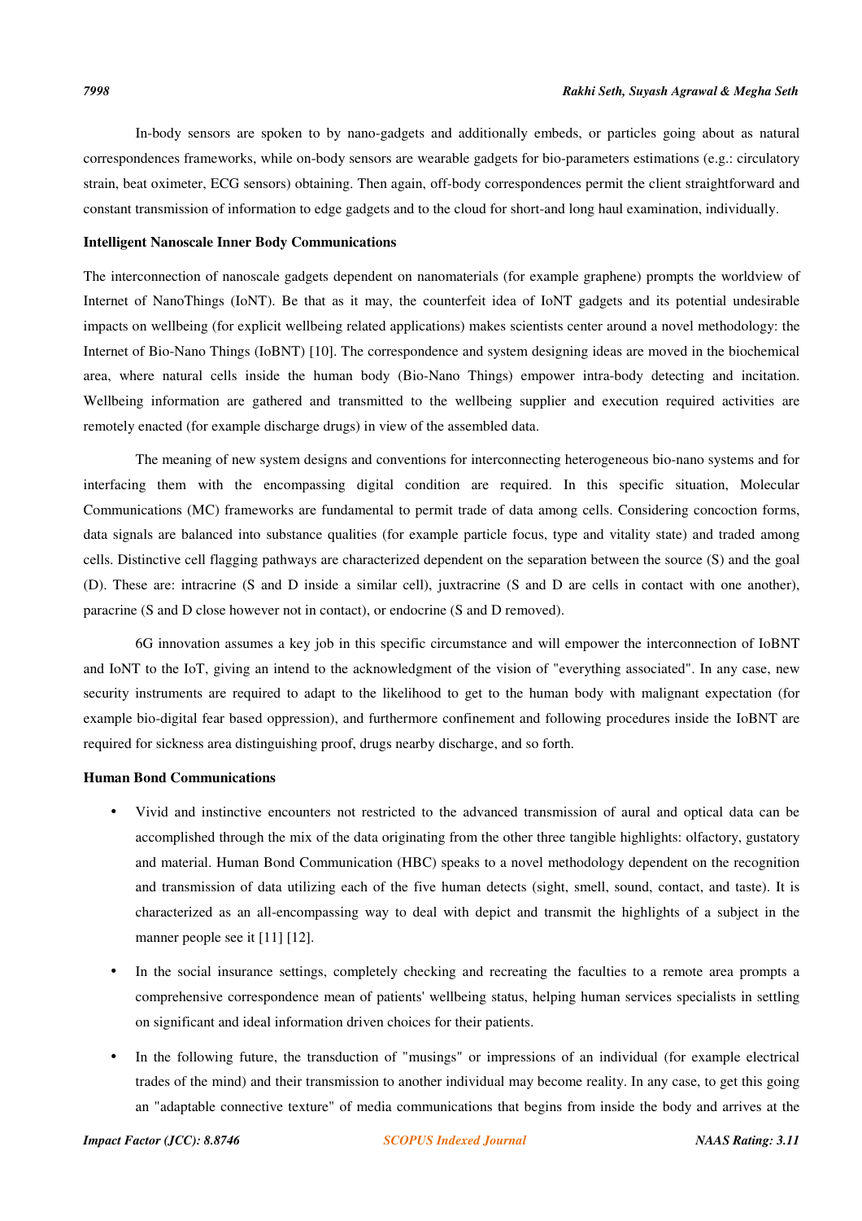In-body sensors are spoken to by nano-gadgets and additionally embeds, or particles going about as natural correspondences frameworks, while on-body sensors are wearable gadgets for bio-parameters estimations (e.g.: circulatory strain, beat oximeter, ECG sensors) obtaining. Then again, off-body correspondences permit the client straightforward and constant transmission of information to edge gadgets and to the cloud for short-and long haul examination, individually.

**Intelligent Nanoscale Inner Body Communications**

The interconnection of nanoscale gadgets dependent on nanomaterials (for example graphene) prompts the worldview of Internet of NanoThings (IoNT). Be that as it may, the counterfeit idea of IoNT gadgets and its potential undesirable impacts on wellbeing (for explicit wellbeing related applications) makes scientists center around a novel methodology: the Internet of Bio-Nano Things (IoBNT) [10]. The correspondence and system designing ideas are moved in the biochemical area, where natural cells inside the human body (Bio-Nano Things) empower intra-body detecting and incitation. Wellbeing information are gathered and transmitted to the wellbeing supplier and execution required activities are remotely enacted (for example discharge drugs) in view of the assembled data.

The meaning of new system designs and conventions for interconnecting heterogeneous bio-nano systems and for interfacing them with the encompassing digital condition are required. In this specific situation, Molecular Communications (MC) frameworks are fundamental to permit trade of data among cells. Considering concoction forms, data signals are balanced into substance qualities (for example particle focus, type and vitality state) and traded among cells. Distinctive cell flagging pathways are characterized dependent on the separation between the source (S) and the goal (D). These are: intracrine (S and D inside a similar cell), juxtracrine (S and D are cells in contact with one another), paracrine (S and D close however not in contact), or endocrine (S and D removed).

6G innovation assumes a key job in this specific circumstance and will empower the interconnection of IoBNT and IoNT to the IoT, giving an intend to the acknowledgment of the vision of "everything associated". In any case, new security instruments are required to adapt to the likelihood to get to the human body with malignant expectation (for example bio-digital fear based oppression), and furthermore confinement and following procedures inside the IoBNT are required for sickness area distinguishing proof, drugs nearby discharge, and so forth.

**Human Bond Communications**

- Vivid and instinctive encounters not restricted to the advanced transmission of aural and optical data can be accomplished through the mix of the data originating from the other three tangible highlights: olfactory, gustatory and material. Human Bond Communication (HBC) speaks to a novel methodology dependent on the recognition and transmission of data utilizing each of the five human detects (sight, smell, sound, contact, and taste). It is characterized as an all-encompassing way to deal with depict and transmit the highlights of a subject in the manner people see it [11] [12].
- In the social insurance settings, completely checking and recreating the faculties to a remote area prompts a comprehensive correspondence mean of patients' wellbeing status, helping human services specialists in settling on significant and ideal information driven choices for their patients.
- In the following future, the transduction of "musings" or impressions of an individual (for example electrical trades of the mind) and their transmission to another individual may become reality. In any case, to get this going an "adaptable connective texture" of media communications that begins from inside the body and arrives at the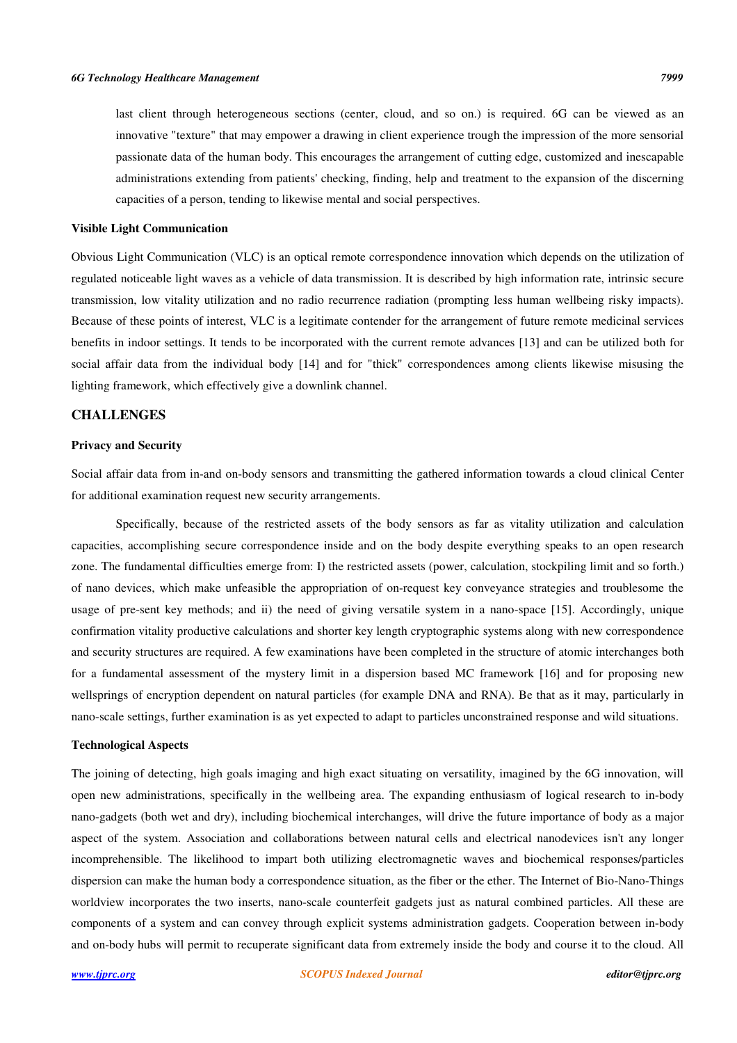last client through heterogeneous sections (center, cloud, and so on.) is required. 6G can be viewed as an innovative "texture" that may empower a drawing in client experience trough the impression of the more sensorial passionate data of the human body. This encourages the arrangement of cutting edge, customized and inescapable administrations extending from patients' checking, finding, help and treatment to the expansion of the discerning capacities of a person, tending to likewise mental and social perspectives.

### Visible Light Communication

Obvious Light Communication (VLC) is an optical remote correspondence innovation which depends on the utilization of regulated noticeable light waves as a vehicle of data transmission. It is described by high information rate, intrinsic secure transmission, low vitality utilization and no radio recurrence radiation (prompting less human wellbeing risky impacts). Because of these points of interest, VLC is a legitimate contender for the arrangement of future remote medicinal services benefits in indoor settings. It tends to be incorporated with the current remote advances [13] and can be utilized both for social affair data from the individual body [14] and for "thick" correspondences among clients likewise misusing the lighting framework, which effectively give a downlink channel.

## CHALLENGES

### Privacy and Security

Social affair data from in-and on-body sensors and transmitting the gathered information towards a cloud clinical Center for additional examination request new security arrangements.

Specifically, because of the restricted assets of the body sensors as far as vitality utilization and calculation capacities, accomplishing secure correspondence inside and on the body despite everything speaks to an open research zone. The fundamental difficulties emerge from: I) the restricted assets (power, calculation, stockpiling limit and so forth.) of nano devices, which make unfeasible the appropriation of on-request key conveyance strategies and troublesome the usage of pre-sent key methods; and ii) the need of giving versatile system in a nano-space [15]. Accordingly, unique confirmation vitality productive calculations and shorter key length cryptographic systems along with new correspondence and security structures are required. A few examinations have been completed in the structure of atomic interchanges both for a fundamental assessment of the mystery limit in a dispersion based MC framework [16] and for proposing new wellsprings of encryption dependent on natural particles (for example DNA and RNA). Be that as it may, particularly in nano-scale settings, further examination is as yet expected to adapt to particles unconstrained response and wild situations.

### Technological Aspects

The joining of detecting, high goals imaging and high exact situating on versatility, imagined by the 6G innovation, will open new administrations, specifically in the wellbeing area. The expanding enthusiasm of logical research to in-body nano-gadgets (both wet and dry), including biochemical interchanges, will drive the future importance of body as a major aspect of the system. Association and collaborations between natural cells and electrical nanodevices isn't any longer incomprehensible. The likelihood to impart both utilizing electromagnetic waves and biochemical responses/particles dispersion can make the human body a correspondence situation, as the fiber or the ether. The Internet of Bio-Nano-Things worldview incorporates the two inserts, nano-scale counterfeit gadgets just as natural combined particles. All these are components of a system and can convey through explicit systems administration gadgets. Cooperation between in-body and on-body hubs will permit to recuperate significant data from extremely inside the body and course it to the cloud. All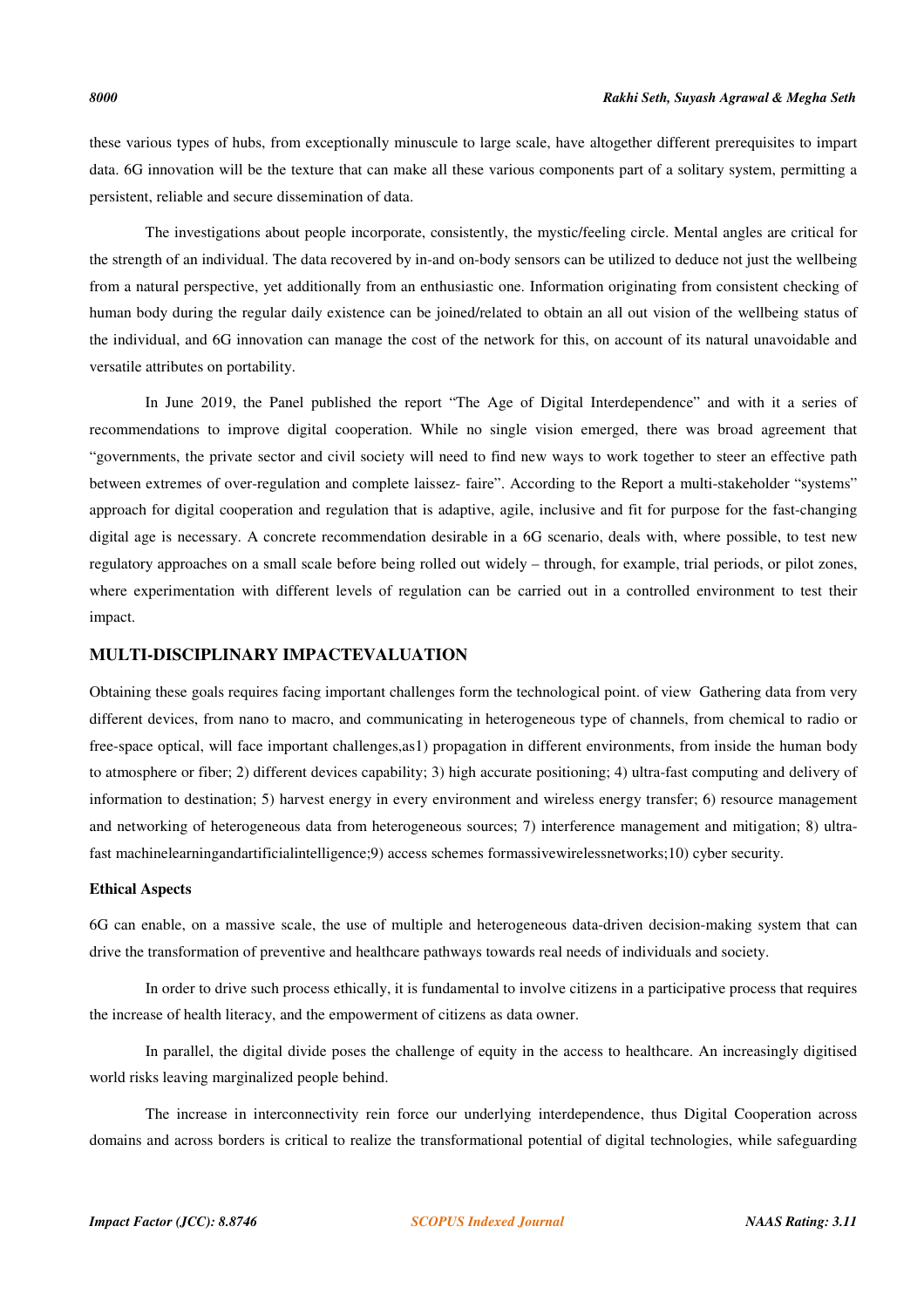these various types of hubs, from exceptionally minuscule to large scale, have altogether different prerequisites to impart data. 6G innovation will be the texture that can make all these various components part of a solitary system, permitting a persistent, reliable and secure dissemination of data.

The investigations about people incorporate, consistently, the mystic/feeling circle. Mental angles are critical for the strength of an individual. The data recovered by in-and on-body sensors can be utilized to deduce not just the wellbeing from a natural perspective, yet additionally from an enthusiastic one. Information originating from consistent checking of human body during the regular daily existence can be joined/related to obtain an all out vision of the wellbeing status of the individual, and 6G innovation can manage the cost of the network for this, on account of its natural unavoidable and versatile attributes on portability.

In June 2019, the Panel published the report "The Age of Digital Interdependence" and with it a series of recommendations to improve digital cooperation. While no single vision emerged, there was broad agreement that "governments, the private sector and civil society will need to find new ways to work together to steer an effective path between extremes of over-regulation and complete laissez- faire". According to the Report a multi-stakeholder "systems" approach for digital cooperation and regulation that is adaptive, agile, inclusive and fit for purpose for the fast-changing digital age is necessary. A concrete recommendation desirable in a 6G scenario, deals with, where possible, to test new regulatory approaches on a small scale before being rolled out widely – through, for example, trial periods, or pilot zones, where experimentation with different levels of regulation can be carried out in a controlled environment to test their impact.

## MULTI-DISCIPLINARY IMPACTEVALUATION

Obtaining these goals requires facing important challenges form the technological point. of view Gathering data from very different devices, from nano to macro, and communicating in heterogeneous type of channels, from chemical to radio or free-space optical, will face important challenges,as1) propagation in different environments, from inside the human body to atmosphere or fiber; 2) different devices capability; 3) high accurate positioning; 4) ultra-fast computing and delivery of information to destination; 5) harvest energy in every environment and wireless energy transfer; 6) resource management and networking of heterogeneous data from heterogeneous sources; 7) interference management and mitigation; 8) ultra-fast machinelearningandartificialintelligence;9) access schemes formassivewirelessnetworks;10) cyber security.

### Ethical Aspects

6G can enable, on a massive scale, the use of multiple and heterogeneous data-driven decision-making system that can drive the transformation of preventive and healthcare pathways towards real needs of individuals and society.

In order to drive such process ethically, it is fundamental to involve citizens in a participative process that requires the increase of health literacy, and the empowerment of citizens as data owner.

In parallel, the digital divide poses the challenge of equity in the access to healthcare. An increasingly digitised world risks leaving marginalized people behind.

The increase in interconnectivity rein force our underlying interdependence, thus Digital Cooperation across domains and across borders is critical to realize the transformational potential of digital technologies, while safeguarding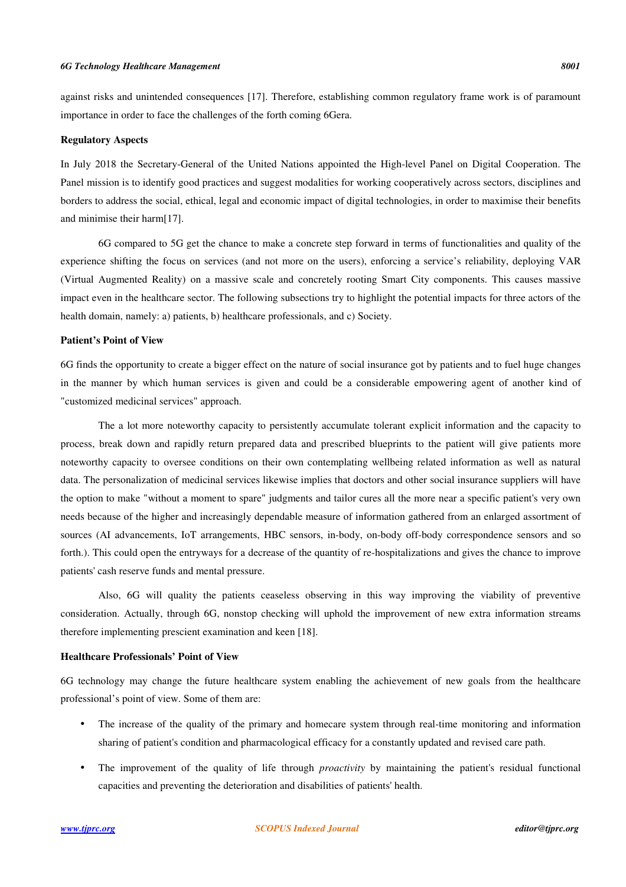against risks and unintended consequences [17]. Therefore, establishing common regulatory frame work is of paramount importance in order to face the challenges of the forth coming 6Gera.

**Regulatory Aspects**

In July 2018 the Secretary-General of the United Nations appointed the High-level Panel on Digital Cooperation. The Panel mission is to identify good practices and suggest modalities for working cooperatively across sectors, disciplines and borders to address the social, ethical, legal and economic impact of digital technologies, in order to maximise their benefits and minimise their harm[17].

6G compared to 5G get the chance to make a concrete step forward in terms of functionalities and quality of the experience shifting the focus on services (and not more on the users), enforcing a service's reliability, deploying VAR (Virtual Augmented Reality) on a massive scale and concretely rooting Smart City components. This causes massive impact even in the healthcare sector. The following subsections try to highlight the potential impacts for three actors of the health domain, namely: a) patients, b) healthcare professionals, and c) Society.

**Patient's Point of View**

6G finds the opportunity to create a bigger effect on the nature of social insurance got by patients and to fuel huge changes in the manner by which human services is given and could be a considerable empowering agent of another kind of "customized medicinal services" approach.

The a lot more noteworthy capacity to persistently accumulate tolerant explicit information and the capacity to process, break down and rapidly return prepared data and prescribed blueprints to the patient will give patients more noteworthy capacity to oversee conditions on their own contemplating wellbeing related information as well as natural data. The personalization of medicinal services likewise implies that doctors and other social insurance suppliers will have the option to make "without a moment to spare" judgments and tailor cures all the more near a specific patient's very own needs because of the higher and increasingly dependable measure of information gathered from an enlarged assortment of sources (AI advancements, IoT arrangements, HBC sensors, in-body, on-body off-body correspondence sensors and so forth.). This could open the entryways for a decrease of the quantity of re-hospitalizations and gives the chance to improve patients' cash reserve funds and mental pressure.

Also, 6G will quality the patients ceaseless observing in this way improving the viability of preventive consideration. Actually, through 6G, nonstop checking will uphold the improvement of new extra information streams therefore implementing prescient examination and keen [18].

**Healthcare Professionals' Point of View**

6G technology may change the future healthcare system enabling the achievement of new goals from the healthcare professional's point of view. Some of them are:

- The increase of the quality of the primary and homecare system through real-time monitoring and information sharing of patient's condition and pharmacological efficacy for a constantly updated and revised care path.
- The improvement of the quality of life through *proactivity* by maintaining the patient's residual functional capacities and preventing the deterioration and disabilities of patients' health.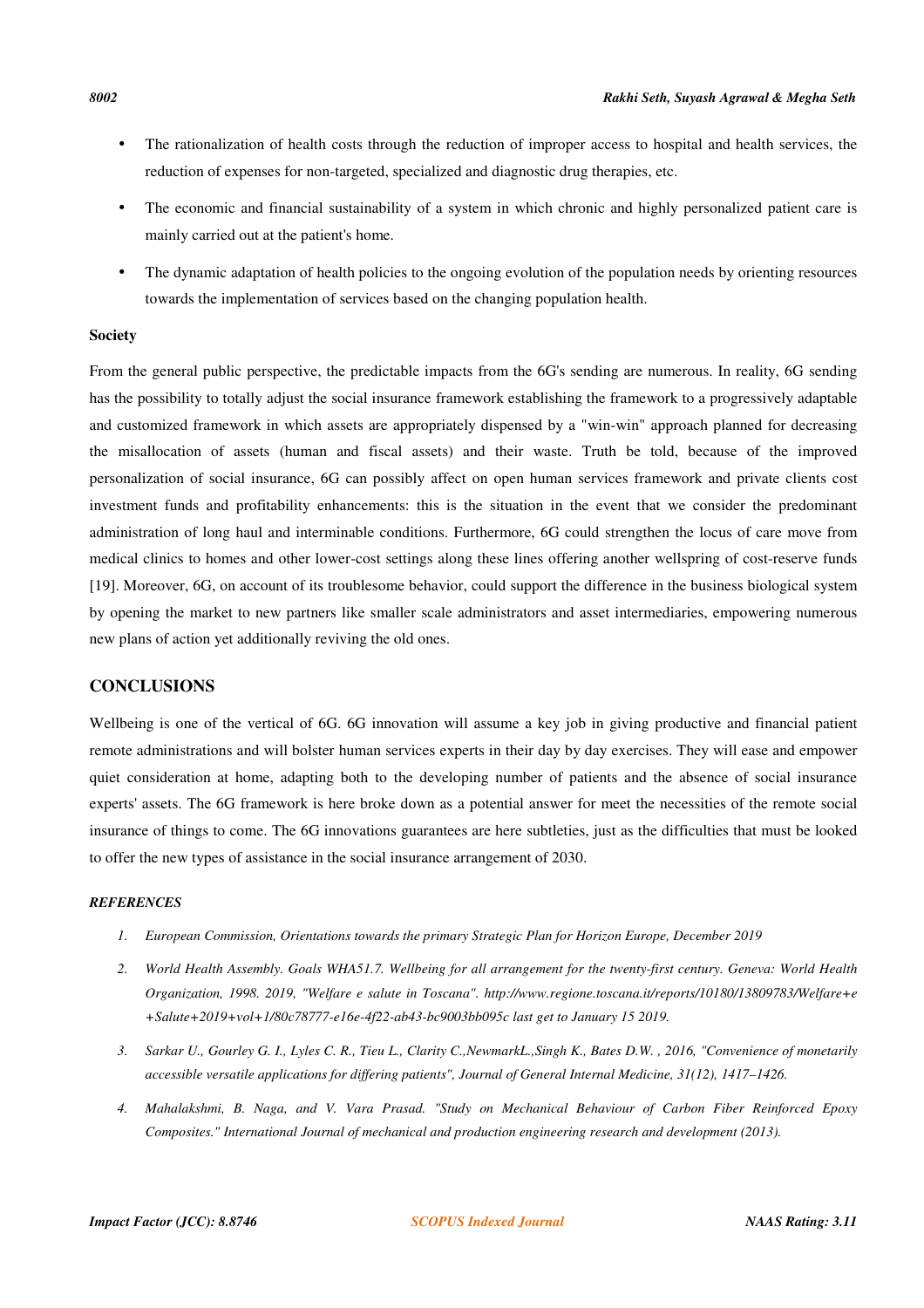- The rationalization of health costs through the reduction of improper access to hospital and health services, the reduction of expenses for non-targeted, specialized and diagnostic drug therapies, etc.
- The economic and financial sustainability of a system in which chronic and highly personalized patient care is mainly carried out at the patient's home.
- The dynamic adaptation of health policies to the ongoing evolution of the population needs by orienting resources towards the implementation of services based on the changing population health.

**Society**

From the general public perspective, the predictable impacts from the 6G's sending are numerous. In reality, 6G sending has the possibility to totally adjust the social insurance framework establishing the framework to a progressively adaptable and customized framework in which assets are appropriately dispensed by a "win-win" approach planned for decreasing the misallocation of assets (human and fiscal assets) and their waste. Truth be told, because of the improved personalization of social insurance, 6G can possibly affect on open human services framework and private clients cost investment funds and profitability enhancements: this is the situation in the event that we consider the predominant administration of long haul and interminable conditions. Furthermore, 6G could strengthen the locus of care move from medical clinics to homes and other lower-cost settings along these lines offering another wellspring of cost-reserve funds [19]. Moreover, 6G, on account of its troublesome behavior, could support the difference in the business biological system by opening the market to new partners like smaller scale administrators and asset intermediaries, empowering numerous new plans of action yet additionally reviving the old ones.

## CONCLUSIONS

Wellbeing is one of the vertical of 6G. 6G innovation will assume a key job in giving productive and financial patient remote administrations and will bolster human services experts in their day by day exercises. They will ease and empower quiet consideration at home, adapting both to the developing number of patients and the absence of social insurance experts' assets. The 6G framework is here broke down as a potential answer for meet the necessities of the remote social insurance of things to come. The 6G innovations guarantees are here subtleties, just as the difficulties that must be looked to offer the new types of assistance in the social insurance arrangement of 2030.

***REFERENCES***

1. *European Commission, Orientations towards the primary Strategic Plan for Horizon Europe, December 2019*
2. *World Health Assembly. Goals WHA51.7. Wellbeing for all arrangement for the twenty-first century. Geneva: World Health Organization, 1998. 2019, "Welfare e salute in Toscana". http://www.regione.toscana.it/reports/10180/13809783/Welfare+e+Salute+2019+vol+1/80c78777-e16e-4f22-ab43-bc9003bb095c last get to January 15 2019.*
3. *Sarkar U., Gourley G. I., Lyles C. R., Tieu L., Clarity C.,NewmarkL.,Singh K., Bates D.W. , 2016, "Convenience of monetarily accessible versatile applications for differing patients", Journal of General Internal Medicine, 31(12), 1417–1426.*
4. *Mahalakshmi, B. Naga, and V. Vara Prasad. "Study on Mechanical Behaviour of Carbon Fiber Reinforced Epoxy Composites." International Journal of mechanical and production engineering research and development (2013).*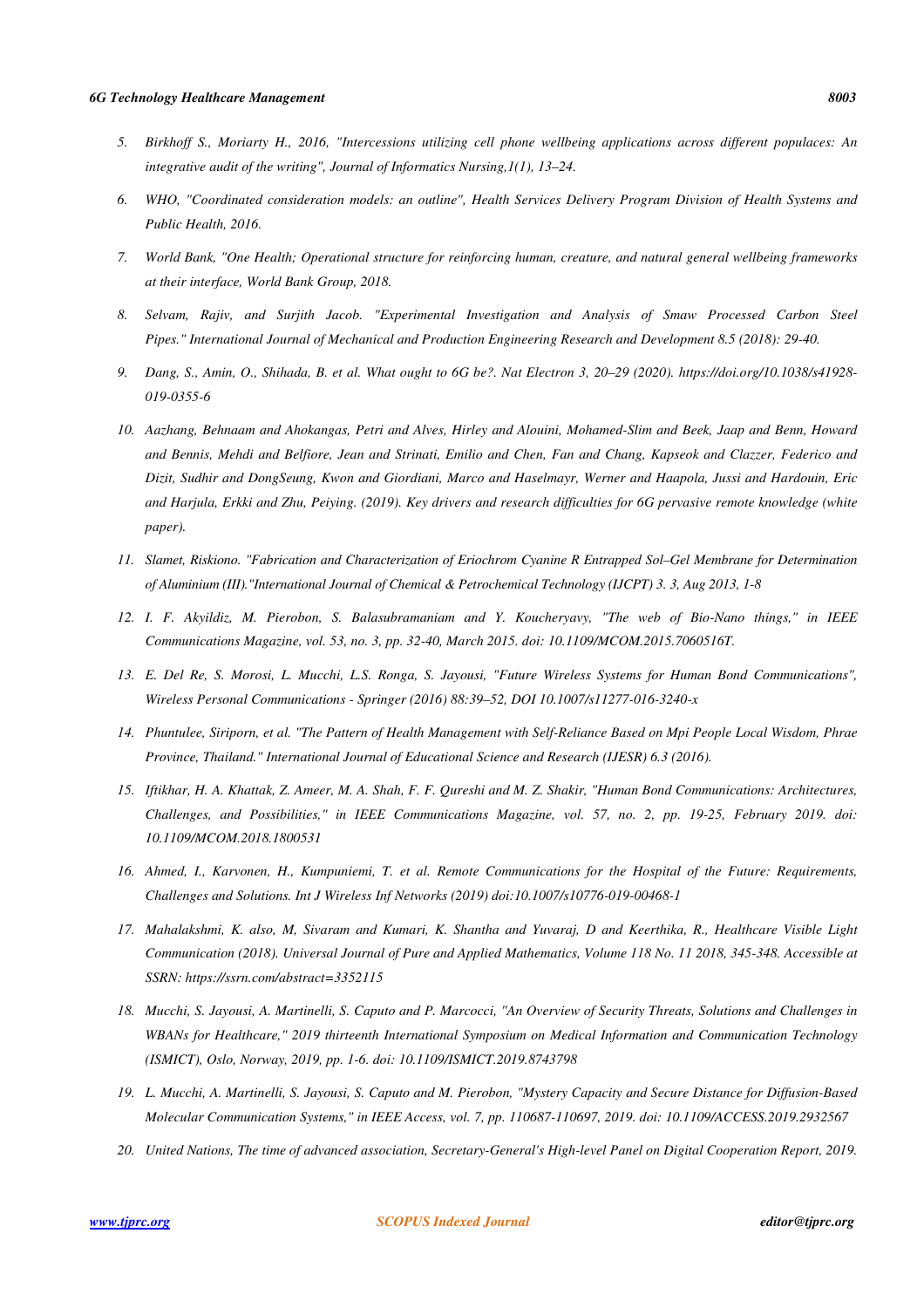5. *Birkhoff S., Moriarty H., 2016, "Intercessions utilizing cell phone wellbeing applications across different populaces: An integrative audit of the writing", Journal of Informatics Nursing,1(1), 13–24.*

6. *WHO, "Coordinated consideration models: an outline", Health Services Delivery Program Division of Health Systems and Public Health, 2016.*

7. *World Bank, "One Health; Operational structure for reinforcing human, creature, and natural general wellbeing frameworks at their interface, World Bank Group, 2018.*

8. *Selvam, Rajiv, and Surjith Jacob. "Experimental Investigation and Analysis of Smaw Processed Carbon Steel Pipes." International Journal of Mechanical and Production Engineering Research and Development 8.5 (2018): 29-40.*

9. *Dang, S., Amin, O., Shihada, B. et al. What ought to 6G be?. Nat Electron 3, 20–29 (2020). https://doi.org/10.1038/s41928-019-0355-6*

10. *Aazhang, Behnaam and Ahokangas, Petri and Alves, Hirley and Alouini, Mohamed-Slim and Beek, Jaap and Benn, Howard and Bennis, Mehdi and Belfiore, Jean and Strinati, Emilio and Chen, Fan and Chang, Kapseok and Clazzer, Federico and Dizit, Sudhir and DongSeung, Kwon and Giordiani, Marco and Haselmayr, Werner and Haapola, Jussi and Hardouin, Eric and Harjula, Erkki and Zhu, Peiying. (2019). Key drivers and research difficulties for 6G pervasive remote knowledge (white paper).*

11. *Slamet, Riskiono. "Fabrication and Characterization of Eriochrom Cyanine R Entrapped Sol–Gel Membrane for Determination of Aluminium (III)."International Journal of Chemical & Petrochemical Technology (IJCPT) 3. 3, Aug 2013, 1-8*

12. *I. F. Akyildiz, M. Pierobon, S. Balasubramaniam and Y. Koucheryavy, "The web of Bio-Nano things," in IEEE Communications Magazine, vol. 53, no. 3, pp. 32-40, March 2015. doi: 10.1109/MCOM.2015.7060516T.*

13. *E. Del Re, S. Morosi, L. Mucchi, L.S. Ronga, S. Jayousi, "Future Wireless Systems for Human Bond Communications", Wireless Personal Communications - Springer (2016) 88:39–52, DOI 10.1007/s11277-016-3240-x*

14. *Phuntulee, Siriporn, et al. "The Pattern of Health Management with Self-Reliance Based on Mpi People Local Wisdom, Phrae Province, Thailand." International Journal of Educational Science and Research (IJESR) 6.3 (2016).*

15. *Iftikhar, H. A. Khattak, Z. Ameer, M. A. Shah, F. F. Qureshi and M. Z. Shakir, "Human Bond Communications: Architectures, Challenges, and Possibilities," in IEEE Communications Magazine, vol. 57, no. 2, pp. 19-25, February 2019. doi: 10.1109/MCOM.2018.1800531*

16. *Ahmed, I., Karvonen, H., Kumpuniemi, T. et al. Remote Communications for the Hospital of the Future: Requirements, Challenges and Solutions. Int J Wireless Inf Networks (2019) doi:10.1007/s10776-019-00468-1*

17. *Mahalakshmi, K. also, M, Sivaram and Kumari, K. Shantha and Yuvaraj, D and Keerthika, R., Healthcare Visible Light Communication (2018). Universal Journal of Pure and Applied Mathematics, Volume 118 No. 11 2018, 345-348. Accessible at SSRN: https://ssrn.com/abstract=3352115*

18. *Mucchi, S. Jayousi, A. Martinelli, S. Caputo and P. Marcocci, "An Overview of Security Threats, Solutions and Challenges in WBANs for Healthcare," 2019 thirteenth International Symposium on Medical Information and Communication Technology (ISMICT), Oslo, Norway, 2019, pp. 1-6. doi: 10.1109/ISMICT.2019.8743798*

19. *L. Mucchi, A. Martinelli, S. Jayousi, S. Caputo and M. Pierobon, "Mystery Capacity and Secure Distance for Diffusion-Based Molecular Communication Systems," in IEEE Access, vol. 7, pp. 110687-110697, 2019. doi: 10.1109/ACCESS.2019.2932567*

20. *United Nations, The time of advanced association, Secretary-General's High-level Panel on Digital Cooperation Report, 2019.*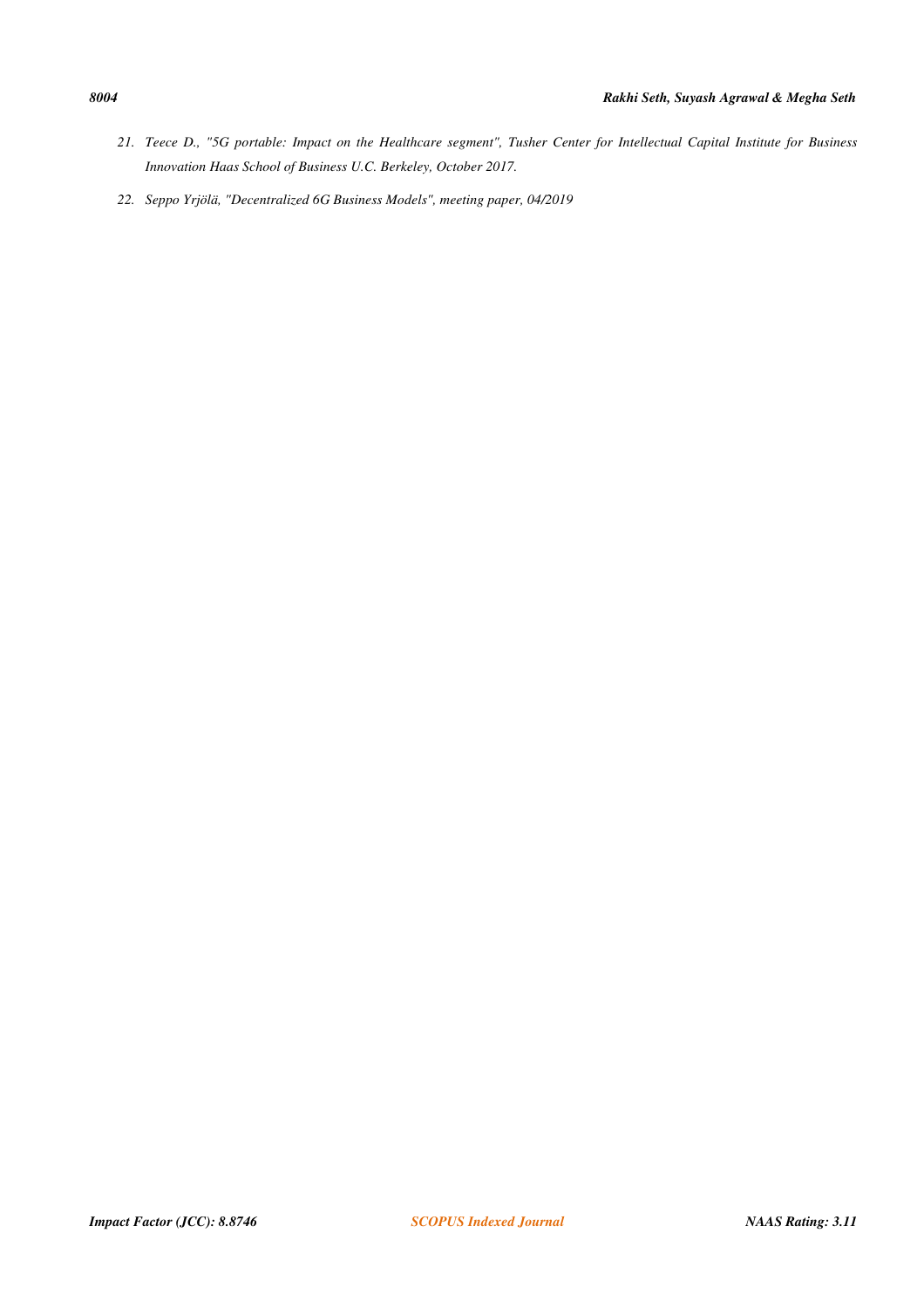21. *Teece D., "5G portable: Impact on the Healthcare segment", Tusher Center for Intellectual Capital Institute for Business Innovation Haas School of Business U.C. Berkeley, October 2017.*
22. *Seppo Yrjölä, "Decentralized 6G Business Models", meeting paper, 04/2019*